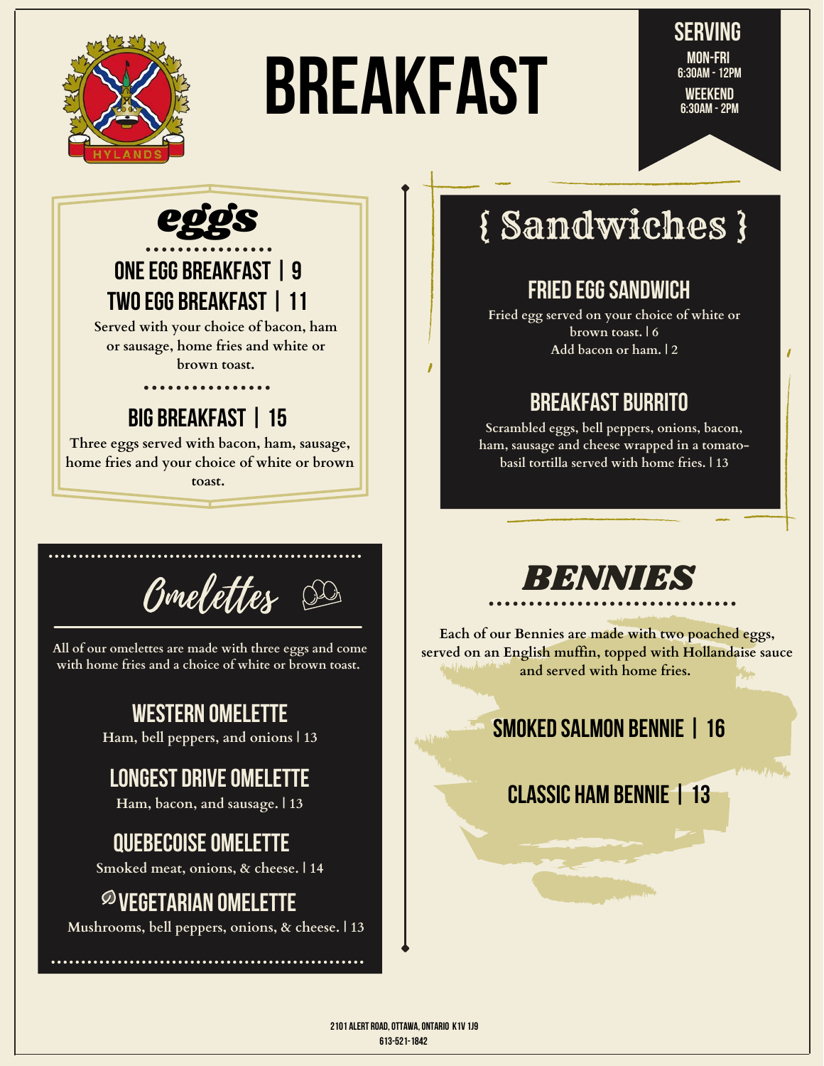HYLANDS

# BREAKFAST

**SERVING**
MON-FRI
6:30AM - 12PM
WEEKEND
6:30AM - 2PM

## eggs

### ONE EGG BREAKFAST | 9
### TWO EGG BREAKFAST | 11

Served with your choice of bacon, ham or sausage, home fries and white or brown toast.

### BIG BREAKFAST | 15

Three eggs served with bacon, ham, sausage, home fries and your choice of white or brown toast.

## Omelettes

All of our omelettes are made with three eggs and come with home fries and a choice of white or brown toast.

### WESTERN OMELETTE
Ham, bell peppers, and onions | 13

### LONGEST DRIVE OMELETTE
Ham, bacon, and sausage. | 13

### QUEBECOISE OMELETTE
Smoked meat, onions, & cheese. | 14

### VEGETARIAN OMELETTE
Mushrooms, bell peppers, onions, & cheese. | 13

## { Sandwiches }

### FRIED EGG SANDWICH
Fried egg served on your choice of white or brown toast. | 6
Add bacon or ham. | 2

### BREAKFAST BURRITO
Scrambled eggs, bell peppers, onions, bacon, ham, sausage and cheese wrapped in a tomato-basil tortilla served with home fries. | 13

## BENNIES

Each of our Bennies are made with two poached eggs, served on an English muffin, topped with Hollandaise sauce and served with home fries.

### SMOKED SALMON BENNIE | 16

### CLASSIC HAM BENNIE | 13

2101 ALERT ROAD, OTTAWA, ONTARIO K1V 1J9
613-521-1842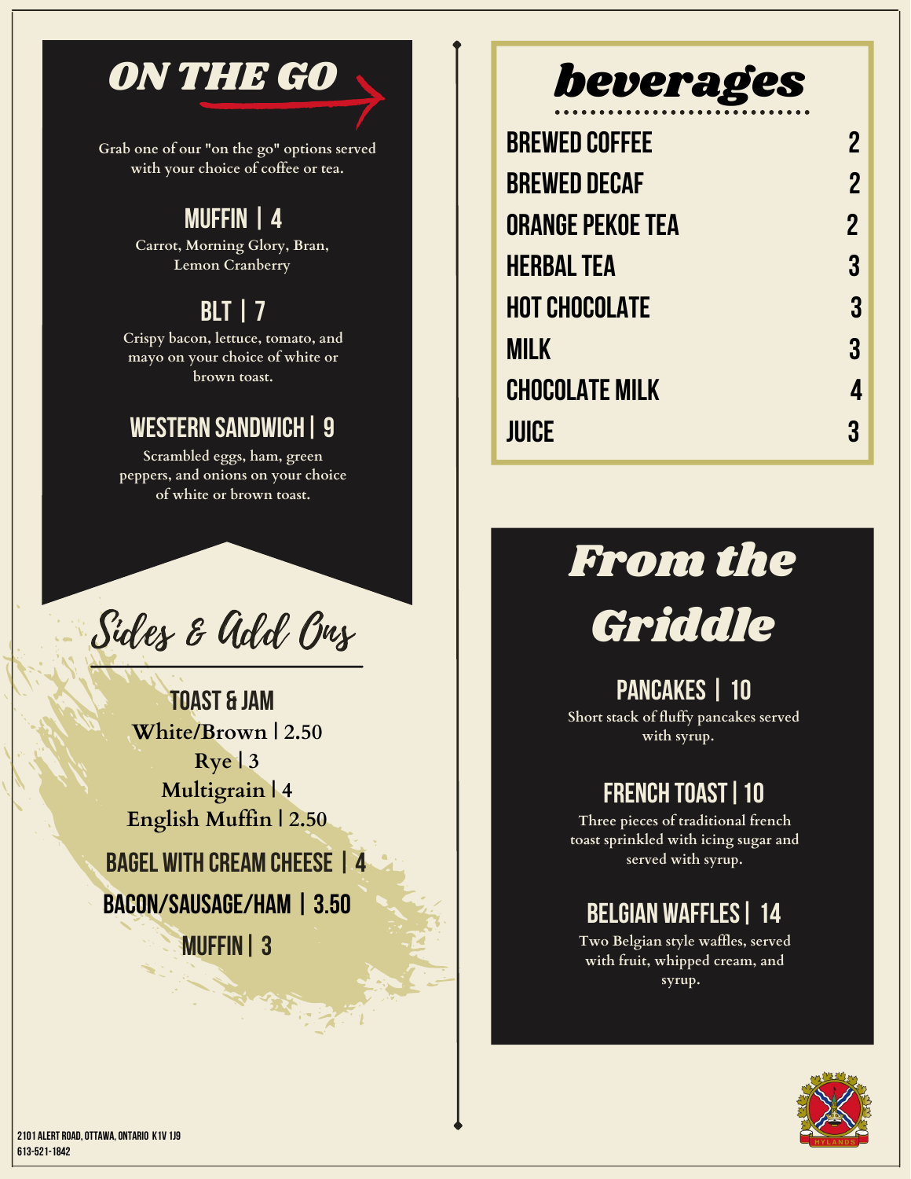## ON THE GO

Grab one of our "on the go" options served with your choice of coffee or tea.

### MUFFIN | 4

Carrot, Morning Glory, Bran, Lemon Cranberry

### BLT | 7

Crispy bacon, lettuce, tomato, and mayo on your choice of white or brown toast.

### WESTERN SANDWICH | 9

Scrambled eggs, ham, green peppers, and onions on your choice of white or brown toast.

## Sides & Add Ons

### TOAST & JAM

White/Brown | 2.50

Rye | 3

Multigrain | 4

English Muffin | 2.50

### BAGEL WITH CREAM CHEESE | 4

### BACON/SAUSAGE/HAM | 3.50

### MUFFIN | 3

## beverages

| | |
|---|---|
| BREWED COFFEE | 2 |
| BREWED DECAF | 2 |
| ORANGE PEKOE TEA | 2 |
| HERBAL TEA | 3 |
| HOT CHOCOLATE | 3 |
| MILK | 3 |
| CHOCOLATE MILK | 4 |
| JUICE | 3 |

## From the Griddle

### PANCAKES | 10

Short stack of fluffy pancakes served with syrup.

### FRENCH TOAST | 10

Three pieces of traditional french toast sprinkled with icing sugar and served with syrup.

### BELGIAN WAFFLES | 14

Two Belgian style waffles, served with fruit, whipped cream, and syrup.

2101 ALERT ROAD, OTTAWA, ONTARIO K1V 1J9
613-521-1842

HYLANDS